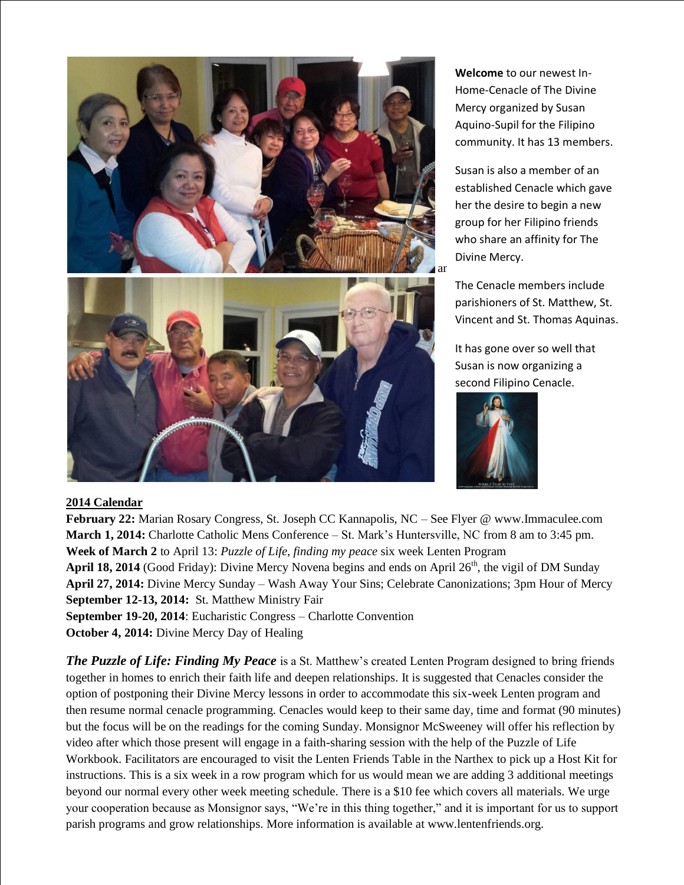**Welcome** to our newest In-Home-Cenacle of The Divine Mercy organized by Susan Aquino-Supil for the Filipino community. It has 13 members.

Susan is also a member of an established Cenacle which gave her the desire to begin a new group for her Filipino friends who share an affinity for The Divine Mercy.

The Cenacle members include parishioners of St. Matthew, St. Vincent and St. Thomas Aquinas.

It has gone over so well that Susan is now organizing a second Filipino Cenacle.

## 2014 Calendar

**February 22:** Marian Rosary Congress, St. Joseph CC Kannapolis, NC – See Flyer @ www.Immaculee.com
**March 1, 2014:** Charlotte Catholic Mens Conference – St. Mark's Huntersville, NC from 8 am to 3:45 pm.
**Week of March 2** to April 13: *Puzzle of Life, finding my peace* six week Lenten Program
**April 18, 2014** (Good Friday): Divine Mercy Novena begins and ends on April 26th, the vigil of DM Sunday
**April 27, 2014:** Divine Mercy Sunday – Wash Away Your Sins; Celebrate Canonizations; 3pm Hour of Mercy
**September 12-13, 2014:** St. Matthew Ministry Fair
**September 19-20, 2014**: Eucharistic Congress – Charlotte Convention
**October 4, 2014:** Divine Mercy Day of Healing

***The Puzzle of Life: Finding My Peace*** is a St. Matthew's created Lenten Program designed to bring friends together in homes to enrich their faith life and deepen relationships. It is suggested that Cenacles consider the option of postponing their Divine Mercy lessons in order to accommodate this six-week Lenten program and then resume normal cenacle programming. Cenacles would keep to their same day, time and format (90 minutes) but the focus will be on the readings for the coming Sunday. Monsignor McSweeney will offer his reflection by video after which those present will engage in a faith-sharing session with the help of the Puzzle of Life Workbook. Facilitators are encouraged to visit the Lenten Friends Table in the Narthex to pick up a Host Kit for instructions. This is a six week in a row program which for us would mean we are adding 3 additional meetings beyond our normal every other week meeting schedule. There is a $10 fee which covers all materials. We urge your cooperation because as Monsignor says, "We're in this thing together," and it is important for us to support parish programs and grow relationships. More information is available at www.lentenfriends.org.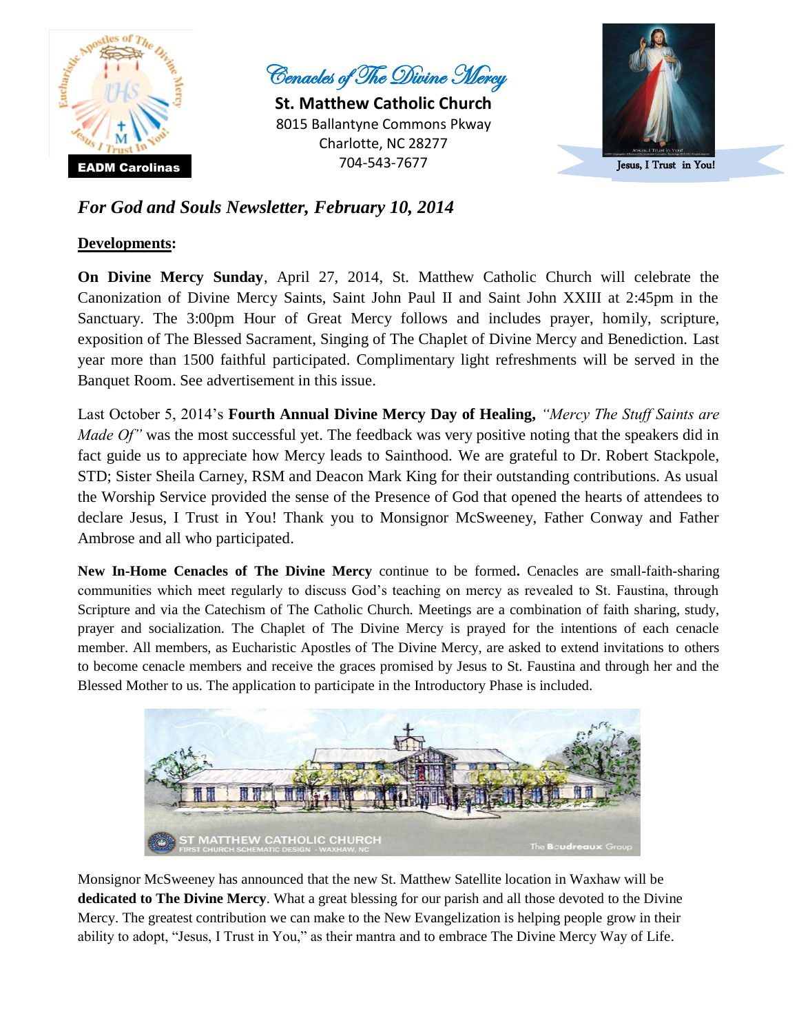Cenacles of The Divine Mercy

**St. Matthew Catholic Church**
8015 Ballantyne Commons Pkway
Charlotte, NC 28277
704-543-7677

EADM Carolinas

Jesus, I Trust in You!

## *For God and Souls Newsletter, February 10, 2014*

**Developments:**

**On Divine Mercy Sunday**, April 27, 2014, St. Matthew Catholic Church will celebrate the Canonization of Divine Mercy Saints, Saint John Paul II and Saint John XXIII at 2:45pm in the Sanctuary. The 3:00pm Hour of Great Mercy follows and includes prayer, homily, scripture, exposition of The Blessed Sacrament, Singing of The Chaplet of Divine Mercy and Benediction. Last year more than 1500 faithful participated. Complimentary light refreshments will be served in the Banquet Room. See advertisement in this issue.

Last October 5, 2014's **Fourth Annual Divine Mercy Day of Healing,** *"Mercy The Stuff Saints are Made Of"* was the most successful yet. The feedback was very positive noting that the speakers did in fact guide us to appreciate how Mercy leads to Sainthood. We are grateful to Dr. Robert Stackpole, STD; Sister Sheila Carney, RSM and Deacon Mark King for their outstanding contributions. As usual the Worship Service provided the sense of the Presence of God that opened the hearts of attendees to declare Jesus, I Trust in You! Thank you to Monsignor McSweeney, Father Conway and Father Ambrose and all who participated.

**New In-Home Cenacles of The Divine Mercy** continue to be formed**.** Cenacles are small-faith-sharing communities which meet regularly to discuss God's teaching on mercy as revealed to St. Faustina, through Scripture and via the Catechism of The Catholic Church. Meetings are a combination of faith sharing, study, prayer and socialization. The Chaplet of The Divine Mercy is prayed for the intentions of each cenacle member. All members, as Eucharistic Apostles of The Divine Mercy, are asked to extend invitations to others to become cenacle members and receive the graces promised by Jesus to St. Faustina and through her and the Blessed Mother to us. The application to participate in the Introductory Phase is included.

ST MATTHEW CATHOLIC CHURCH
FIRST CHURCH SCHEMATIC DESIGN - WAXHAW, NC
The Boudreaux Group

Monsignor McSweeney has announced that the new St. Matthew Satellite location in Waxhaw will be **dedicated to The Divine Mercy**. What a great blessing for our parish and all those devoted to the Divine Mercy. The greatest contribution we can make to the New Evangelization is helping people grow in their ability to adopt, "Jesus, I Trust in You," as their mantra and to embrace The Divine Mercy Way of Life.